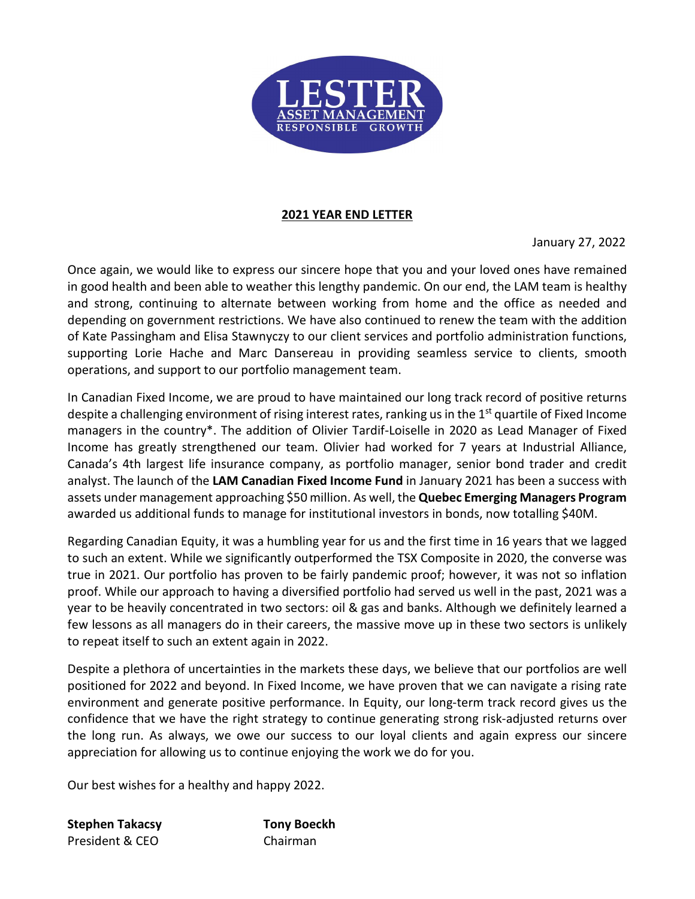LESTER
ASSET MANAGEMENT
RESPONSIBLE GROWTH

## 2021 YEAR END LETTER

January 27, 2022

Once again, we would like to express our sincere hope that you and your loved ones have remained in good health and been able to weather this lengthy pandemic. On our end, the LAM team is healthy and strong, continuing to alternate between working from home and the office as needed and depending on government restrictions. We have also continued to renew the team with the addition of Kate Passingham and Elisa Stawnyczy to our client services and portfolio administration functions, supporting Lorie Hache and Marc Dansereau in providing seamless service to clients, smooth operations, and support to our portfolio management team.

In Canadian Fixed Income, we are proud to have maintained our long track record of positive returns despite a challenging environment of rising interest rates, ranking us in the 1st quartile of Fixed Income managers in the country*. The addition of Olivier Tardif-Loiselle in 2020 as Lead Manager of Fixed Income has greatly strengthened our team. Olivier had worked for 7 years at Industrial Alliance, Canada's 4th largest life insurance company, as portfolio manager, senior bond trader and credit analyst. The launch of the **LAM Canadian Fixed Income Fund** in January 2021 has been a success with assets under management approaching $50 million. As well, the **Quebec Emerging Managers Program** awarded us additional funds to manage for institutional investors in bonds, now totalling $40M.

Regarding Canadian Equity, it was a humbling year for us and the first time in 16 years that we lagged to such an extent. While we significantly outperformed the TSX Composite in 2020, the converse was true in 2021. Our portfolio has proven to be fairly pandemic proof; however, it was not so inflation proof. While our approach to having a diversified portfolio had served us well in the past, 2021 was a year to be heavily concentrated in two sectors: oil & gas and banks. Although we definitely learned a few lessons as all managers do in their careers, the massive move up in these two sectors is unlikely to repeat itself to such an extent again in 2022.

Despite a plethora of uncertainties in the markets these days, we believe that our portfolios are well positioned for 2022 and beyond. In Fixed Income, we have proven that we can navigate a rising rate environment and generate positive performance. In Equity, our long-term track record gives us the confidence that we have the right strategy to continue generating strong risk-adjusted returns over the long run. As always, we owe our success to our loyal clients and again express our sincere appreciation for allowing us to continue enjoying the work we do for you.

Our best wishes for a healthy and happy 2022.

**Stephen Takacsy**
President & CEO

**Tony Boeckh**
Chairman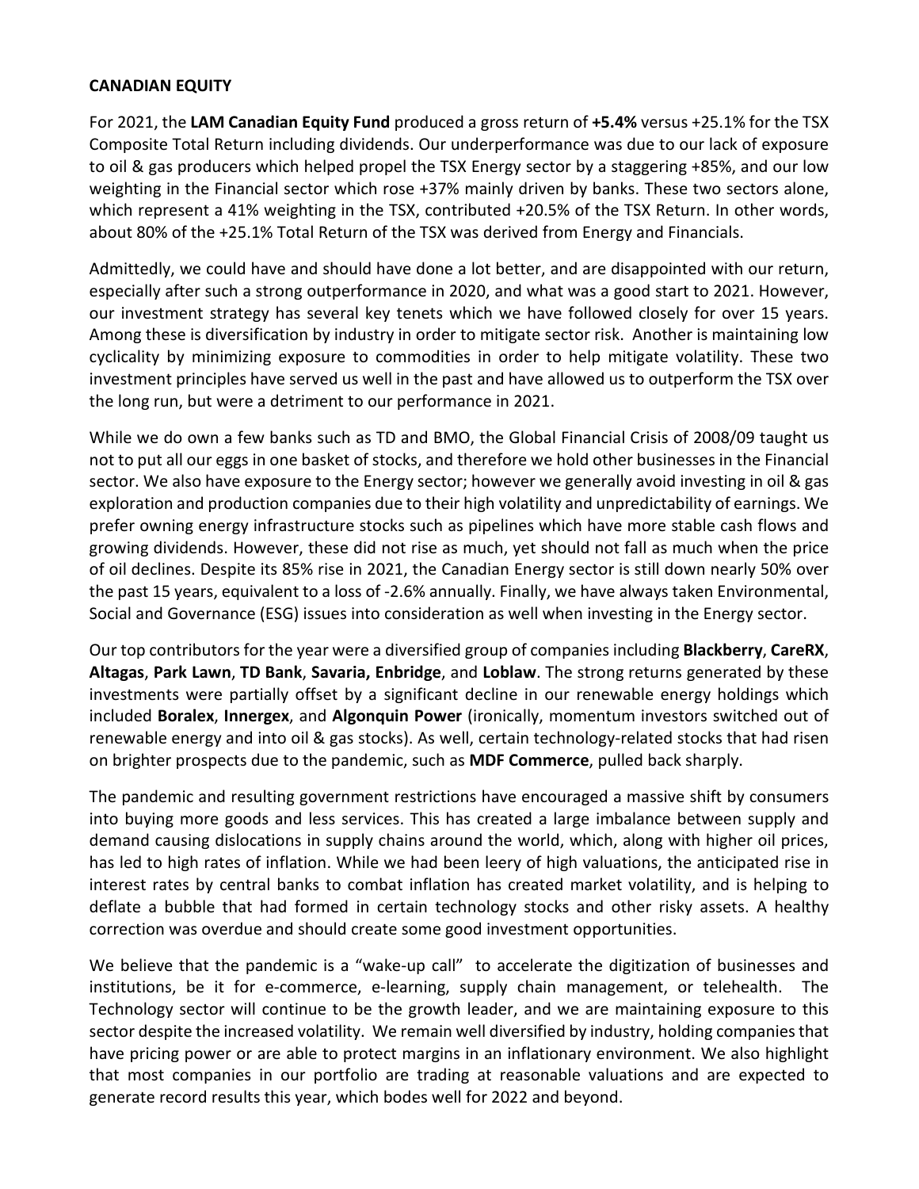**CANADIAN EQUITY**

For 2021, the **LAM Canadian Equity Fund** produced a gross return of **+5.4%** versus +25.1% for the TSX Composite Total Return including dividends. Our underperformance was due to our lack of exposure to oil & gas producers which helped propel the TSX Energy sector by a staggering +85%, and our low weighting in the Financial sector which rose +37% mainly driven by banks. These two sectors alone, which represent a 41% weighting in the TSX, contributed +20.5% of the TSX Return. In other words, about 80% of the +25.1% Total Return of the TSX was derived from Energy and Financials.

Admittedly, we could have and should have done a lot better, and are disappointed with our return, especially after such a strong outperformance in 2020, and what was a good start to 2021. However, our investment strategy has several key tenets which we have followed closely for over 15 years. Among these is diversification by industry in order to mitigate sector risk. Another is maintaining low cyclicality by minimizing exposure to commodities in order to help mitigate volatility. These two investment principles have served us well in the past and have allowed us to outperform the TSX over the long run, but were a detriment to our performance in 2021.

While we do own a few banks such as TD and BMO, the Global Financial Crisis of 2008/09 taught us not to put all our eggs in one basket of stocks, and therefore we hold other businesses in the Financial sector. We also have exposure to the Energy sector; however we generally avoid investing in oil & gas exploration and production companies due to their high volatility and unpredictability of earnings. We prefer owning energy infrastructure stocks such as pipelines which have more stable cash flows and growing dividends. However, these did not rise as much, yet should not fall as much when the price of oil declines. Despite its 85% rise in 2021, the Canadian Energy sector is still down nearly 50% over the past 15 years, equivalent to a loss of -2.6% annually. Finally, we have always taken Environmental, Social and Governance (ESG) issues into consideration as well when investing in the Energy sector.

Our top contributors for the year were a diversified group of companies including **Blackberry**, **CareRX**, **Altagas**, **Park Lawn**, **TD Bank**, **Savaria, Enbridge**, and **Loblaw**. The strong returns generated by these investments were partially offset by a significant decline in our renewable energy holdings which included **Boralex**, **Innergex**, and **Algonquin Power** (ironically, momentum investors switched out of renewable energy and into oil & gas stocks). As well, certain technology-related stocks that had risen on brighter prospects due to the pandemic, such as **MDF Commerce**, pulled back sharply.

The pandemic and resulting government restrictions have encouraged a massive shift by consumers into buying more goods and less services. This has created a large imbalance between supply and demand causing dislocations in supply chains around the world, which, along with higher oil prices, has led to high rates of inflation. While we had been leery of high valuations, the anticipated rise in interest rates by central banks to combat inflation has created market volatility, and is helping to deflate a bubble that had formed in certain technology stocks and other risky assets. A healthy correction was overdue and should create some good investment opportunities.

We believe that the pandemic is a "wake-up call" to accelerate the digitization of businesses and institutions, be it for e-commerce, e-learning, supply chain management, or telehealth. The Technology sector will continue to be the growth leader, and we are maintaining exposure to this sector despite the increased volatility. We remain well diversified by industry, holding companies that have pricing power or are able to protect margins in an inflationary environment. We also highlight that most companies in our portfolio are trading at reasonable valuations and are expected to generate record results this year, which bodes well for 2022 and beyond.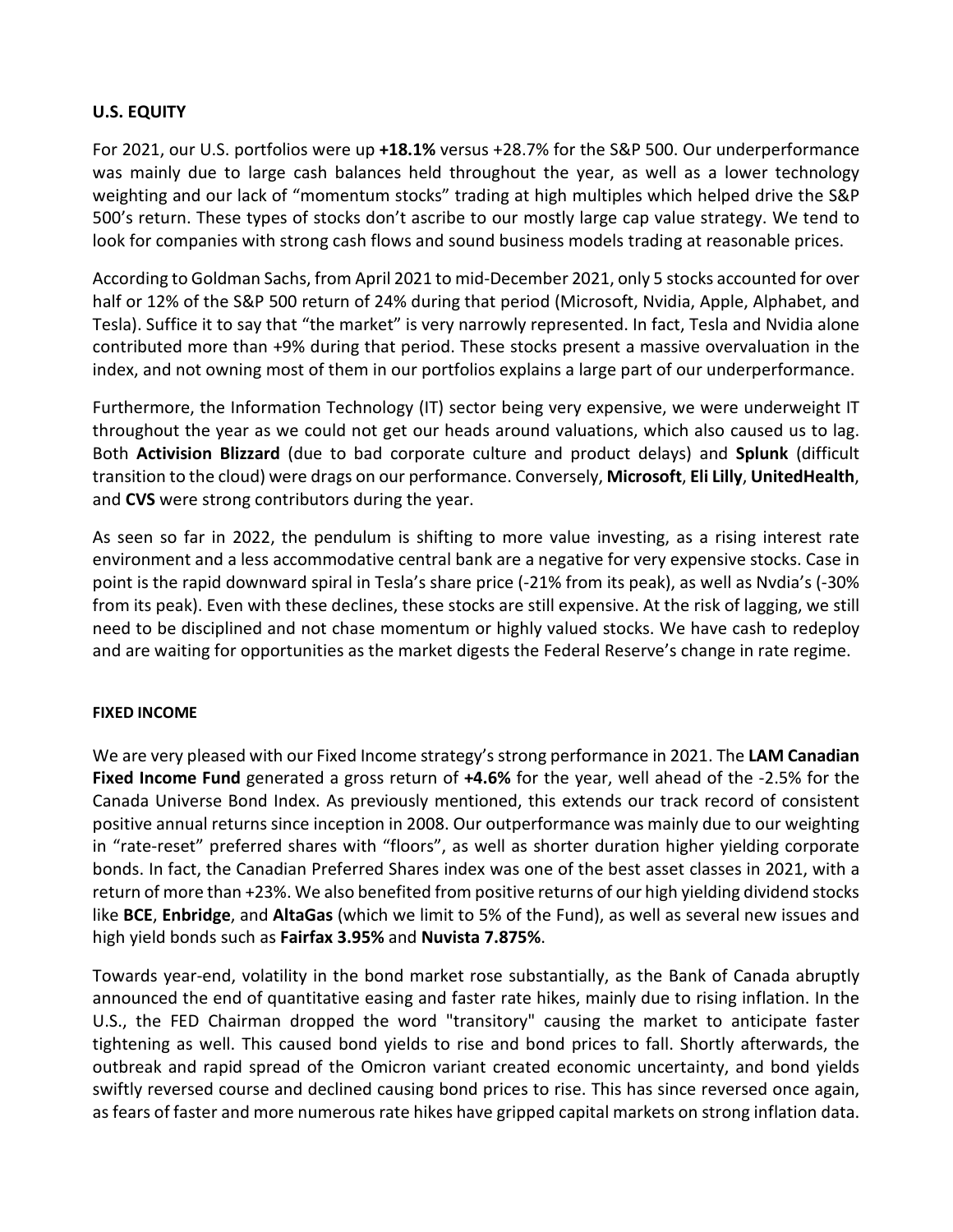## U.S. EQUITY

For 2021, our U.S. portfolios were up **+18.1%** versus +28.7% for the S&P 500. Our underperformance was mainly due to large cash balances held throughout the year, as well as a lower technology weighting and our lack of "momentum stocks" trading at high multiples which helped drive the S&P 500's return. These types of stocks don't ascribe to our mostly large cap value strategy. We tend to look for companies with strong cash flows and sound business models trading at reasonable prices.

According to Goldman Sachs, from April 2021 to mid-December 2021, only 5 stocks accounted for over half or 12% of the S&P 500 return of 24% during that period (Microsoft, Nvidia, Apple, Alphabet, and Tesla). Suffice it to say that "the market" is very narrowly represented. In fact, Tesla and Nvidia alone contributed more than +9% during that period. These stocks present a massive overvaluation in the index, and not owning most of them in our portfolios explains a large part of our underperformance.

Furthermore, the Information Technology (IT) sector being very expensive, we were underweight IT throughout the year as we could not get our heads around valuations, which also caused us to lag. Both **Activision Blizzard** (due to bad corporate culture and product delays) and **Splunk** (difficult transition to the cloud) were drags on our performance. Conversely, **Microsoft**, **Eli Lilly**, **UnitedHealth**, and **CVS** were strong contributors during the year.

As seen so far in 2022, the pendulum is shifting to more value investing, as a rising interest rate environment and a less accommodative central bank are a negative for very expensive stocks. Case in point is the rapid downward spiral in Tesla's share price (-21% from its peak), as well as Nvdia's (-30% from its peak). Even with these declines, these stocks are still expensive. At the risk of lagging, we still need to be disciplined and not chase momentum or highly valued stocks. We have cash to redeploy and are waiting for opportunities as the market digests the Federal Reserve's change in rate regime.

## FIXED INCOME

We are very pleased with our Fixed Income strategy's strong performance in 2021. The **LAM Canadian Fixed Income Fund** generated a gross return of **+4.6%** for the year, well ahead of the -2.5% for the Canada Universe Bond Index. As previously mentioned, this extends our track record of consistent positive annual returns since inception in 2008. Our outperformance was mainly due to our weighting in "rate-reset" preferred shares with "floors", as well as shorter duration higher yielding corporate bonds. In fact, the Canadian Preferred Shares index was one of the best asset classes in 2021, with a return of more than +23%. We also benefited from positive returns of our high yielding dividend stocks like **BCE**, **Enbridge**, and **AltaGas** (which we limit to 5% of the Fund), as well as several new issues and high yield bonds such as **Fairfax 3.95%** and **Nuvista 7.875%**.

Towards year-end, volatility in the bond market rose substantially, as the Bank of Canada abruptly announced the end of quantitative easing and faster rate hikes, mainly due to rising inflation. In the U.S., the FED Chairman dropped the word "transitory" causing the market to anticipate faster tightening as well. This caused bond yields to rise and bond prices to fall. Shortly afterwards, the outbreak and rapid spread of the Omicron variant created economic uncertainty, and bond yields swiftly reversed course and declined causing bond prices to rise. This has since reversed once again, as fears of faster and more numerous rate hikes have gripped capital markets on strong inflation data.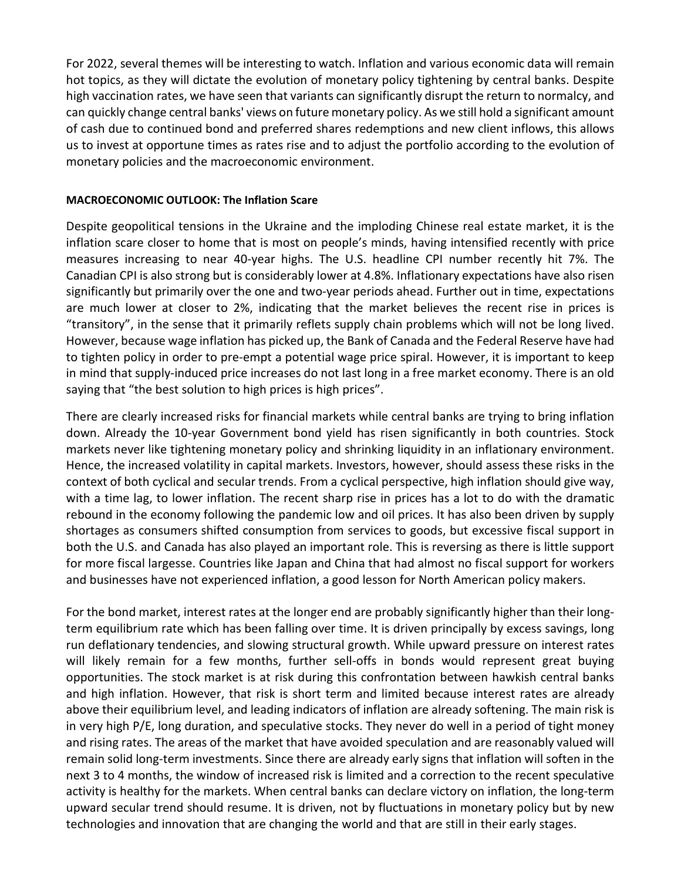For 2022, several themes will be interesting to watch. Inflation and various economic data will remain hot topics, as they will dictate the evolution of monetary policy tightening by central banks. Despite high vaccination rates, we have seen that variants can significantly disrupt the return to normalcy, and can quickly change central banks' views on future monetary policy. As we still hold a significant amount of cash due to continued bond and preferred shares redemptions and new client inflows, this allows us to invest at opportune times as rates rise and to adjust the portfolio according to the evolution of monetary policies and the macroeconomic environment.

**MACROECONOMIC OUTLOOK: The Inflation Scare**

Despite geopolitical tensions in the Ukraine and the imploding Chinese real estate market, it is the inflation scare closer to home that is most on people's minds, having intensified recently with price measures increasing to near 40-year highs. The U.S. headline CPI number recently hit 7%. The Canadian CPI is also strong but is considerably lower at 4.8%. Inflationary expectations have also risen significantly but primarily over the one and two-year periods ahead. Further out in time, expectations are much lower at closer to 2%, indicating that the market believes the recent rise in prices is "transitory", in the sense that it primarily reflets supply chain problems which will not be long lived. However, because wage inflation has picked up, the Bank of Canada and the Federal Reserve have had to tighten policy in order to pre-empt a potential wage price spiral. However, it is important to keep in mind that supply-induced price increases do not last long in a free market economy. There is an old saying that "the best solution to high prices is high prices".

There are clearly increased risks for financial markets while central banks are trying to bring inflation down. Already the 10-year Government bond yield has risen significantly in both countries. Stock markets never like tightening monetary policy and shrinking liquidity in an inflationary environment. Hence, the increased volatility in capital markets. Investors, however, should assess these risks in the context of both cyclical and secular trends. From a cyclical perspective, high inflation should give way, with a time lag, to lower inflation. The recent sharp rise in prices has a lot to do with the dramatic rebound in the economy following the pandemic low and oil prices. It has also been driven by supply shortages as consumers shifted consumption from services to goods, but excessive fiscal support in both the U.S. and Canada has also played an important role. This is reversing as there is little support for more fiscal largesse. Countries like Japan and China that had almost no fiscal support for workers and businesses have not experienced inflation, a good lesson for North American policy makers.

For the bond market, interest rates at the longer end are probably significantly higher than their long-term equilibrium rate which has been falling over time. It is driven principally by excess savings, long run deflationary tendencies, and slowing structural growth. While upward pressure on interest rates will likely remain for a few months, further sell-offs in bonds would represent great buying opportunities. The stock market is at risk during this confrontation between hawkish central banks and high inflation. However, that risk is short term and limited because interest rates are already above their equilibrium level, and leading indicators of inflation are already softening. The main risk is in very high P/E, long duration, and speculative stocks. They never do well in a period of tight money and rising rates. The areas of the market that have avoided speculation and are reasonably valued will remain solid long-term investments. Since there are already early signs that inflation will soften in the next 3 to 4 months, the window of increased risk is limited and a correction to the recent speculative activity is healthy for the markets. When central banks can declare victory on inflation, the long-term upward secular trend should resume. It is driven, not by fluctuations in monetary policy but by new technologies and innovation that are changing the world and that are still in their early stages.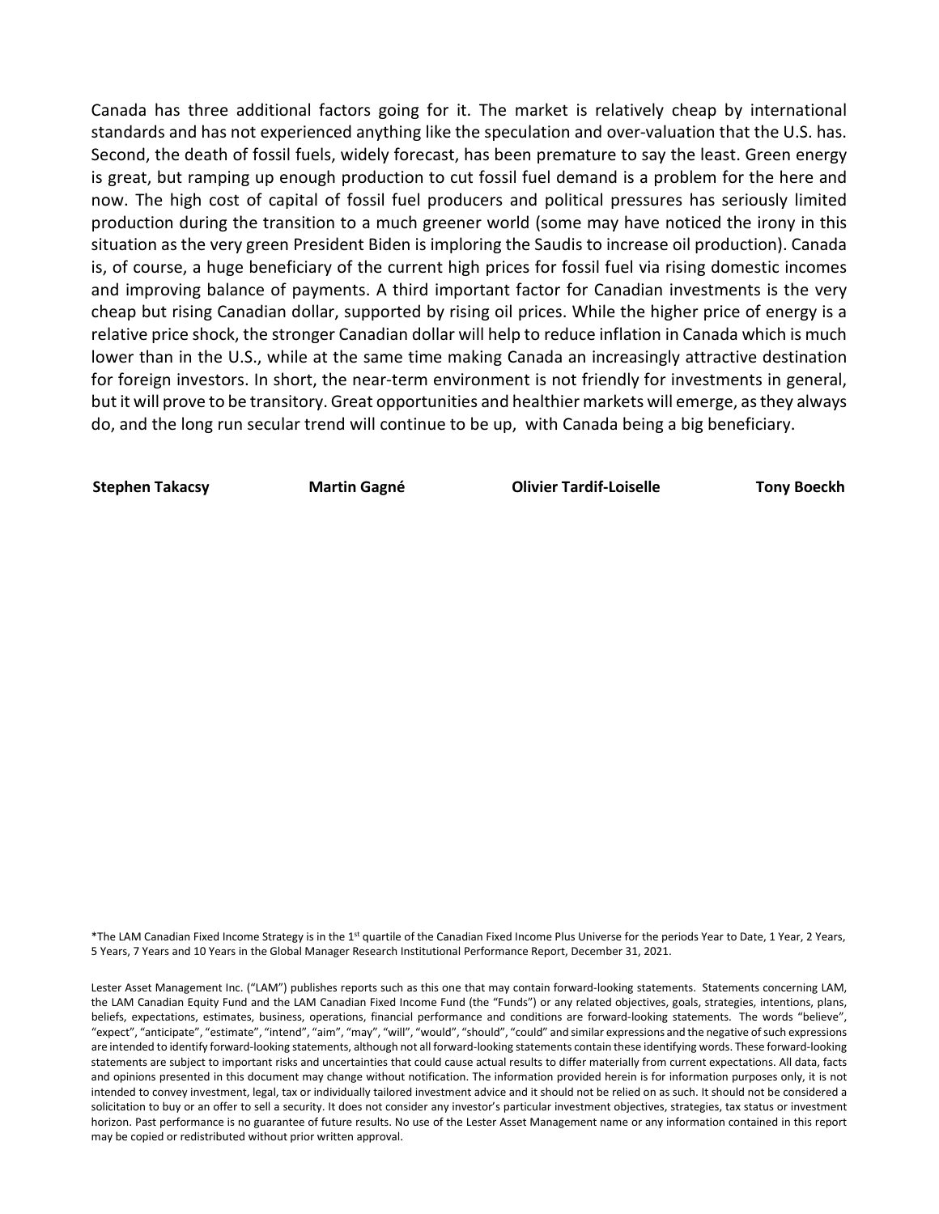Canada has three additional factors going for it. The market is relatively cheap by international standards and has not experienced anything like the speculation and over-valuation that the U.S. has. Second, the death of fossil fuels, widely forecast, has been premature to say the least. Green energy is great, but ramping up enough production to cut fossil fuel demand is a problem for the here and now. The high cost of capital of fossil fuel producers and political pressures has seriously limited production during the transition to a much greener world (some may have noticed the irony in this situation as the very green President Biden is imploring the Saudis to increase oil production). Canada is, of course, a huge beneficiary of the current high prices for fossil fuel via rising domestic incomes and improving balance of payments. A third important factor for Canadian investments is the very cheap but rising Canadian dollar, supported by rising oil prices. While the higher price of energy is a relative price shock, the stronger Canadian dollar will help to reduce inflation in Canada which is much lower than in the U.S., while at the same time making Canada an increasingly attractive destination for foreign investors. In short, the near-term environment is not friendly for investments in general, but it will prove to be transitory. Great opportunities and healthier markets will emerge, as they always do, and the long run secular trend will continue to be up, with Canada being a big beneficiary.

**Stephen Takacsy** **Martin Gagné** **Olivier Tardif-Loiselle** **Tony Boeckh**

*The LAM Canadian Fixed Income Strategy is in the 1st quartile of the Canadian Fixed Income Plus Universe for the periods Year to Date, 1 Year, 2 Years, 5 Years, 7 Years and 10 Years in the Global Manager Research Institutional Performance Report, December 31, 2021.

Lester Asset Management Inc. ("LAM") publishes reports such as this one that may contain forward-looking statements. Statements concerning LAM, the LAM Canadian Equity Fund and the LAM Canadian Fixed Income Fund (the "Funds") or any related objectives, goals, strategies, intentions, plans, beliefs, expectations, estimates, business, operations, financial performance and conditions are forward-looking statements. The words "believe", "expect", "anticipate", "estimate", "intend", "aim", "may", "will", "would", "should", "could" and similar expressions and the negative of such expressions are intended to identify forward-looking statements, although not all forward-looking statements contain these identifying words. These forward-looking statements are subject to important risks and uncertainties that could cause actual results to differ materially from current expectations. All data, facts and opinions presented in this document may change without notification. The information provided herein is for information purposes only, it is not intended to convey investment, legal, tax or individually tailored investment advice and it should not be relied on as such. It should not be considered a solicitation to buy or an offer to sell a security. It does not consider any investor's particular investment objectives, strategies, tax status or investment horizon. Past performance is no guarantee of future results. No use of the Lester Asset Management name or any information contained in this report may be copied or redistributed without prior written approval.